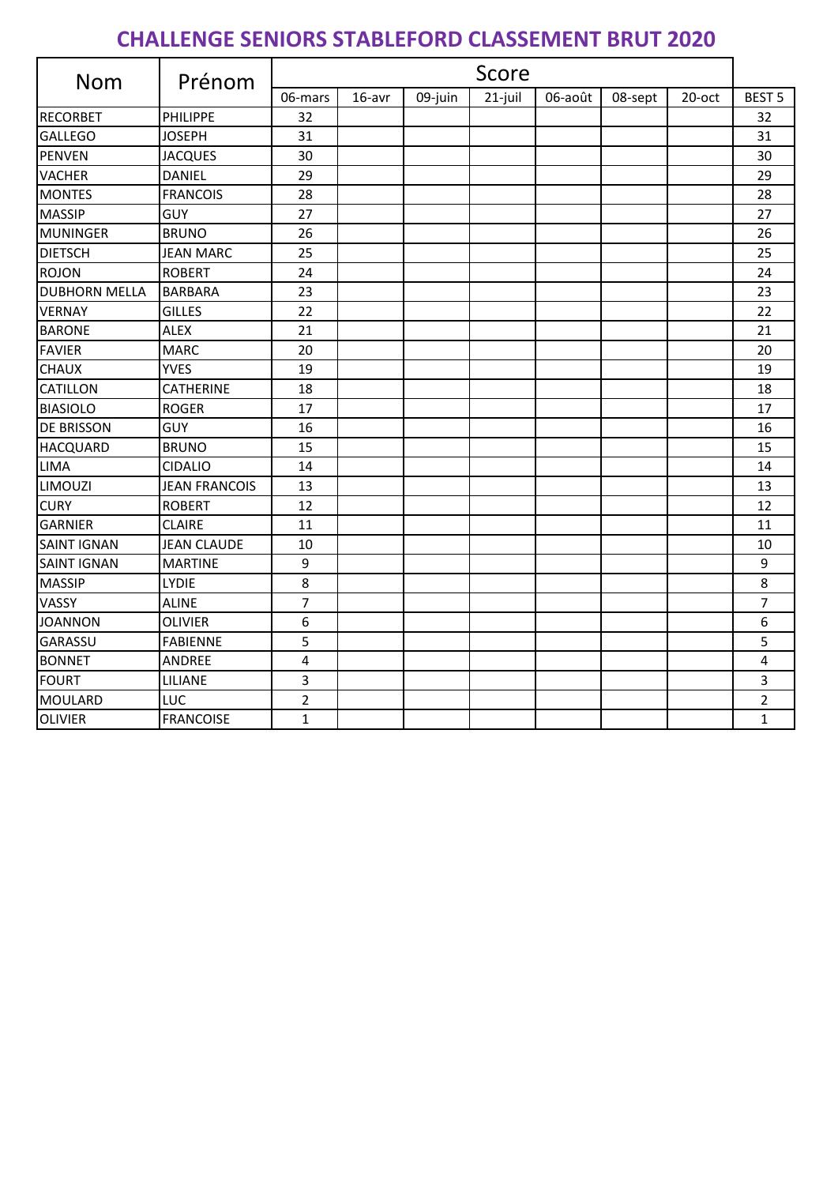# CHALLENGE SENIORS STABLEFORD CLASSEMENT BRUT 2020

| Nom | Prénom | Score | | | | | | | |
|---|---|---|---|---|---|---|---|---|---|
| | | 06-mars | 16-avr | 09-juin | 21-juil | 06-août | 08-sept | 20-oct | BEST 5 |
| RECORBET | PHILIPPE | 32 | | | | | | | 32 |
| GALLEGO | JOSEPH | 31 | | | | | | | 31 |
| PENVEN | JACQUES | 30 | | | | | | | 30 |
| VACHER | DANIEL | 29 | | | | | | | 29 |
| MONTES | FRANCOIS | 28 | | | | | | | 28 |
| MASSIP | GUY | 27 | | | | | | | 27 |
| MUNINGER | BRUNO | 26 | | | | | | | 26 |
| DIETSCH | JEAN MARC | 25 | | | | | | | 25 |
| ROJON | ROBERT | 24 | | | | | | | 24 |
| DUBHORN MELLA | BARBARA | 23 | | | | | | | 23 |
| VERNAY | GILLES | 22 | | | | | | | 22 |
| BARONE | ALEX | 21 | | | | | | | 21 |
| FAVIER | MARC | 20 | | | | | | | 20 |
| CHAUX | YVES | 19 | | | | | | | 19 |
| CATILLON | CATHERINE | 18 | | | | | | | 18 |
| BIASIOLO | ROGER | 17 | | | | | | | 17 |
| DE BRISSON | GUY | 16 | | | | | | | 16 |
| HACQUARD | BRUNO | 15 | | | | | | | 15 |
| LIMA | CIDALIO | 14 | | | | | | | 14 |
| LIMOUZI | JEAN FRANCOIS | 13 | | | | | | | 13 |
| CURY | ROBERT | 12 | | | | | | | 12 |
| GARNIER | CLAIRE | 11 | | | | | | | 11 |
| SAINT IGNAN | JEAN CLAUDE | 10 | | | | | | | 10 |
| SAINT IGNAN | MARTINE | 9 | | | | | | | 9 |
| MASSIP | LYDIE | 8 | | | | | | | 8 |
| VASSY | ALINE | 7 | | | | | | | 7 |
| JOANNON | OLIVIER | 6 | | | | | | | 6 |
| GARASSU | FABIENNE | 5 | | | | | | | 5 |
| BONNET | ANDREE | 4 | | | | | | | 4 |
| FOURT | LILIANE | 3 | | | | | | | 3 |
| MOULARD | LUC | 2 | | | | | | | 2 |
| OLIVIER | FRANCOISE | 1 | | | | | | | 1 |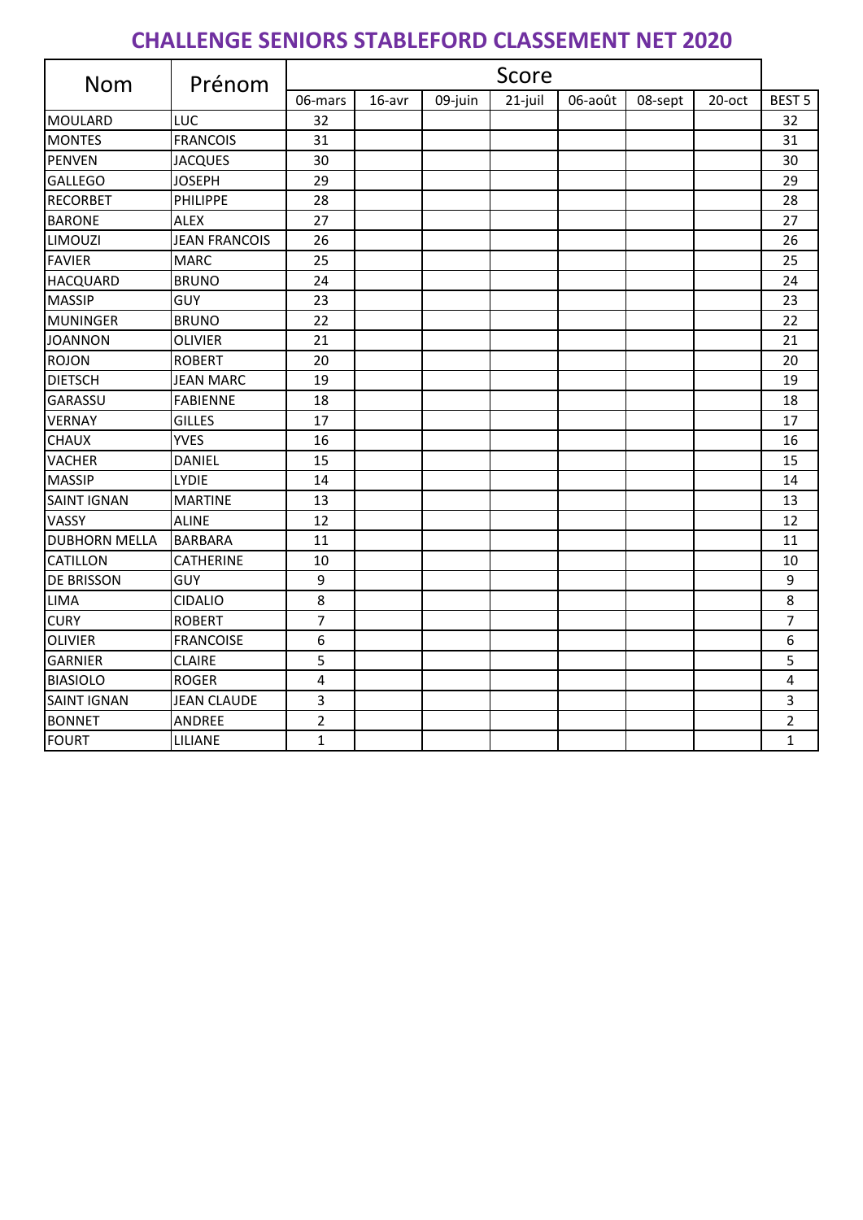# CHALLENGE SENIORS STABLEFORD CLASSEMENT NET 2020

| Nom | Prénom | Score | | | | | | | |
|---|---|---|---|---|---|---|---|---|---|
| | | 06-mars | 16-avr | 09-juin | 21-juil | 06-août | 08-sept | 20-oct | BEST 5 |
| MOULARD | LUC | 32 | | | | | | | 32 |
| MONTES | FRANCOIS | 31 | | | | | | | 31 |
| PENVEN | JACQUES | 30 | | | | | | | 30 |
| GALLEGO | JOSEPH | 29 | | | | | | | 29 |
| RECORBET | PHILIPPE | 28 | | | | | | | 28 |
| BARONE | ALEX | 27 | | | | | | | 27 |
| LIMOUZI | JEAN FRANCOIS | 26 | | | | | | | 26 |
| FAVIER | MARC | 25 | | | | | | | 25 |
| HACQUARD | BRUNO | 24 | | | | | | | 24 |
| MASSIP | GUY | 23 | | | | | | | 23 |
| MUNINGER | BRUNO | 22 | | | | | | | 22 |
| JOANNON | OLIVIER | 21 | | | | | | | 21 |
| ROJON | ROBERT | 20 | | | | | | | 20 |
| DIETSCH | JEAN MARC | 19 | | | | | | | 19 |
| GARASSU | FABIENNE | 18 | | | | | | | 18 |
| VERNAY | GILLES | 17 | | | | | | | 17 |
| CHAUX | YVES | 16 | | | | | | | 16 |
| VACHER | DANIEL | 15 | | | | | | | 15 |
| MASSIP | LYDIE | 14 | | | | | | | 14 |
| SAINT IGNAN | MARTINE | 13 | | | | | | | 13 |
| VASSY | ALINE | 12 | | | | | | | 12 |
| DUBHORN MELLA | BARBARA | 11 | | | | | | | 11 |
| CATILLON | CATHERINE | 10 | | | | | | | 10 |
| DE BRISSON | GUY | 9 | | | | | | | 9 |
| LIMA | CIDALIO | 8 | | | | | | | 8 |
| CURY | ROBERT | 7 | | | | | | | 7 |
| OLIVIER | FRANCOISE | 6 | | | | | | | 6 |
| GARNIER | CLAIRE | 5 | | | | | | | 5 |
| BIASIOLO | ROGER | 4 | | | | | | | 4 |
| SAINT IGNAN | JEAN CLAUDE | 3 | | | | | | | 3 |
| BONNET | ANDREE | 2 | | | | | | | 2 |
| FOURT | LILIANE | 1 | | | | | | | 1 |